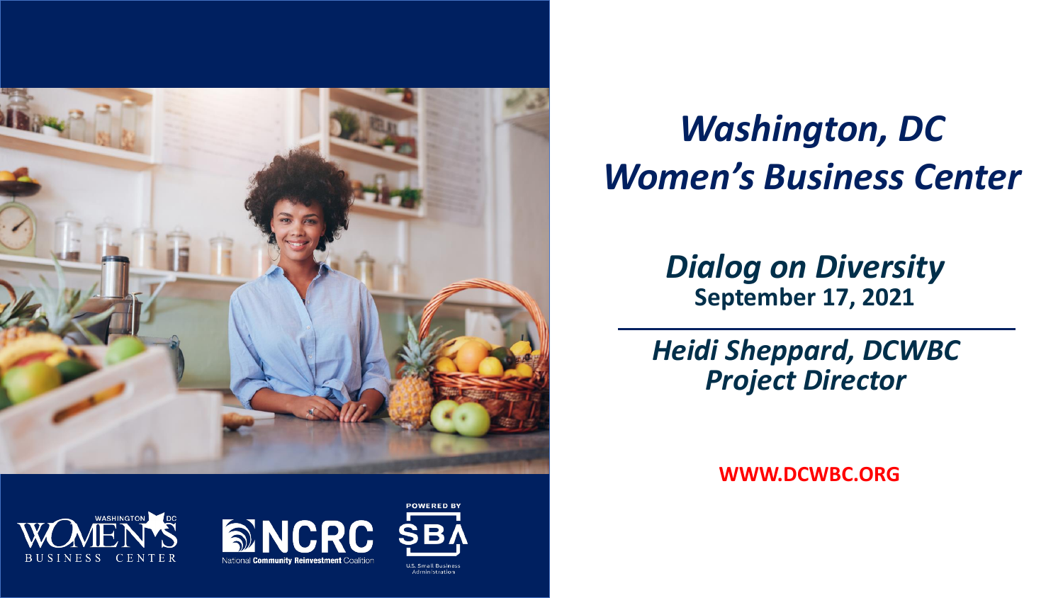# *Washington, DC Women's Business Center*

## *Dialog on Diversity*

**September 17, 2021**

---

***Heidi Sheppard, DCWBC Project Director***

**WWW.DCWBC.ORG**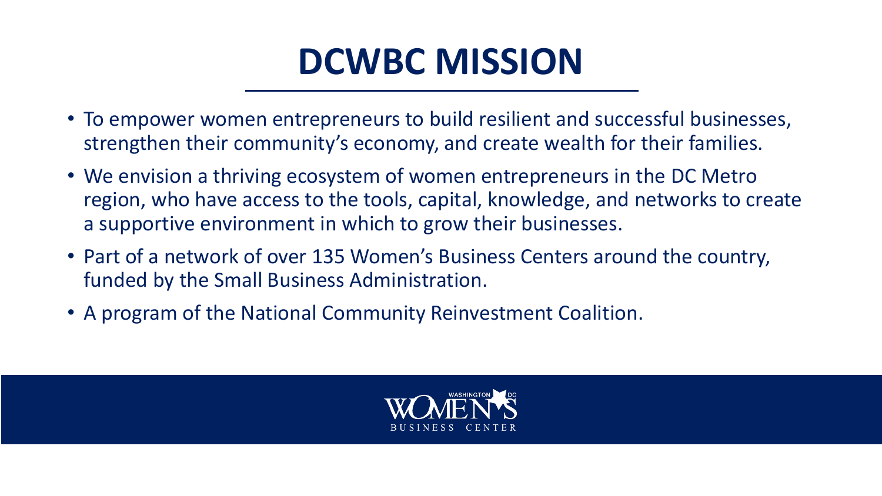# DCWBC MISSION

- To empower women entrepreneurs to build resilient and successful businesses, strengthen their community's economy, and create wealth for their families.
- We envision a thriving ecosystem of women entrepreneurs in the DC Metro region, who have access to the tools, capital, knowledge, and networks to create a supportive environment in which to grow their businesses.
- Part of a network of over 135 Women's Business Centers around the country, funded by the Small Business Administration.
- A program of the National Community Reinvestment Coalition.

WASHINGTON DC WOMEN'S BUSINESS CENTER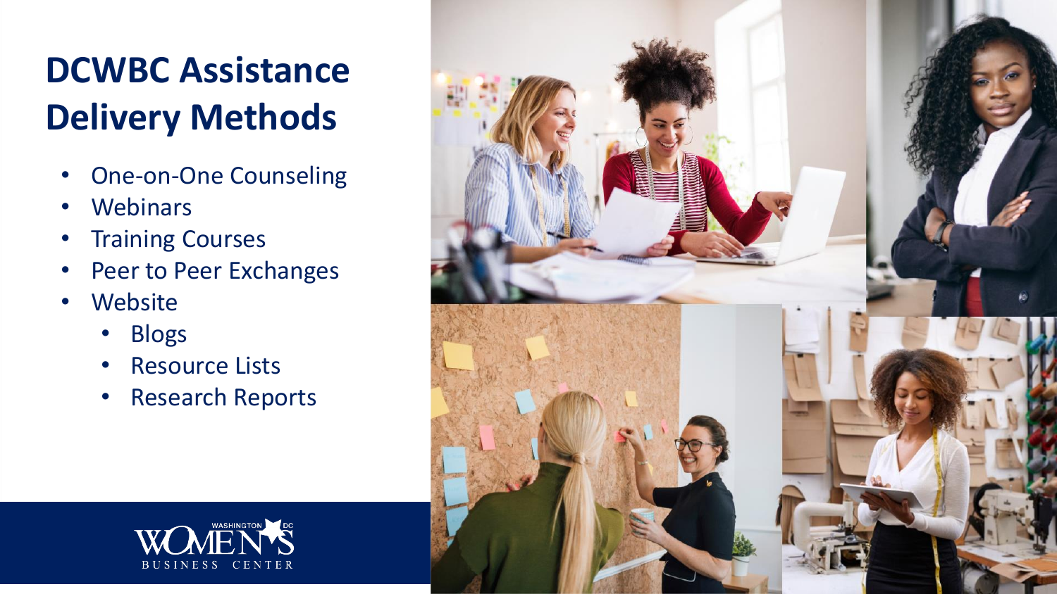# DCWBC Assistance Delivery Methods

- One-on-One Counseling
- Webinars
- Training Courses
- Peer to Peer Exchanges
- Website
  - Blogs
  - Resource Lists
  - Research Reports

WASHINGTON DC WOMEN'S BUSINESS CENTER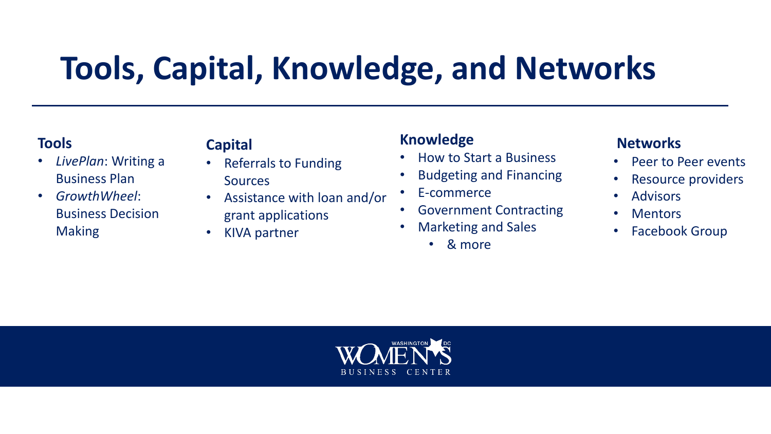# Tools, Capital, Knowledge, and Networks

### Tools

- *LivePlan*: Writing a Business Plan
- *GrowthWheel*: Business Decision Making

### Capital

- Referrals to Funding Sources
- Assistance with loan and/or grant applications
- KIVA partner

### Knowledge

- How to Start a Business
- Budgeting and Financing
- E-commerce
- Government Contracting
- Marketing and Sales
  - & more

### Networks

- Peer to Peer events
- Resource providers
- Advisors
- Mentors
- Facebook Group

WASHINGTON DC WOMEN'S BUSINESS CENTER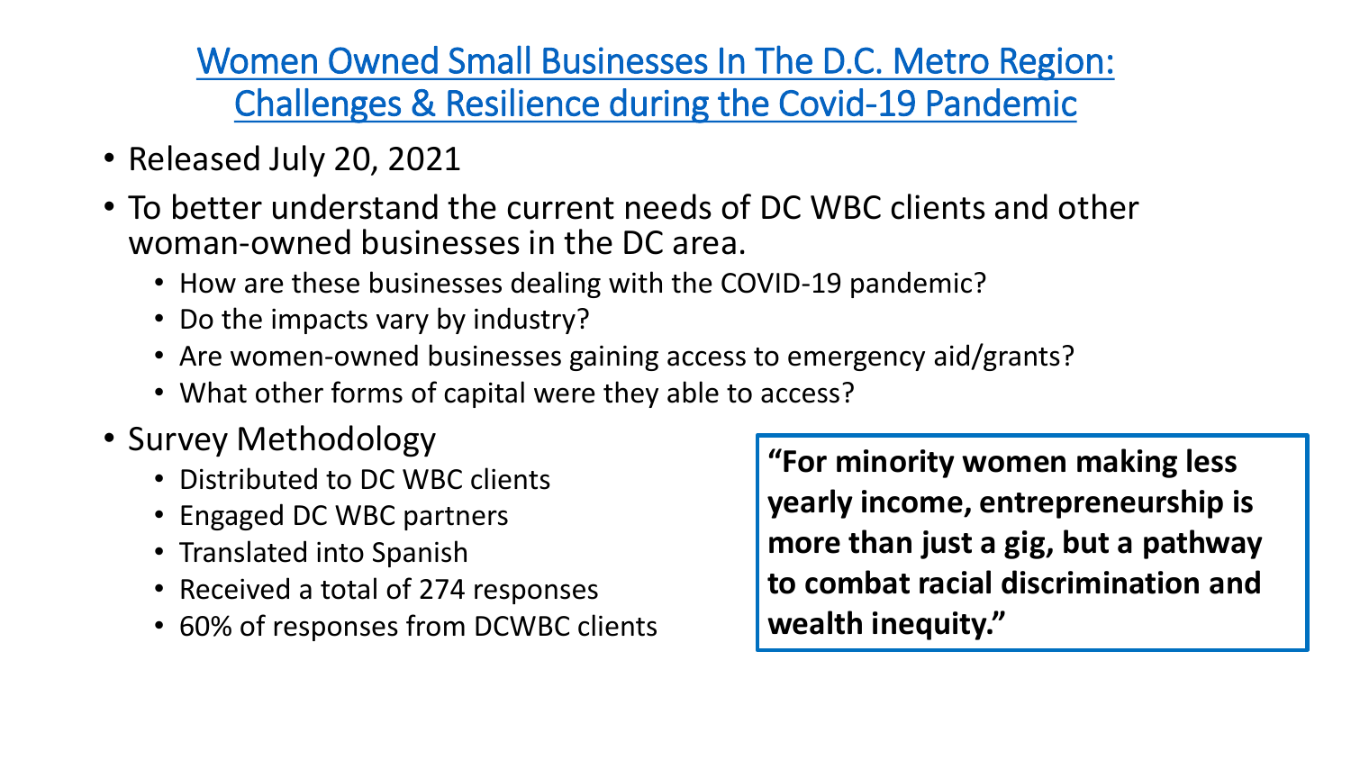# Women Owned Small Businesses In The D.C. Metro Region: Challenges & Resilience during the Covid-19 Pandemic

- Released July 20, 2021
- To better understand the current needs of DC WBC clients and other woman-owned businesses in the DC area.
  - How are these businesses dealing with the COVID-19 pandemic?
  - Do the impacts vary by industry?
  - Are women-owned businesses gaining access to emergency aid/grants?
  - What other forms of capital were they able to access?
- Survey Methodology
  - Distributed to DC WBC clients
  - Engaged DC WBC partners
  - Translated into Spanish
  - Received a total of 274 responses
  - 60% of responses from DCWBC clients

**"For minority women making less yearly income, entrepreneurship is more than just a gig, but a pathway to combat racial discrimination and wealth inequity."**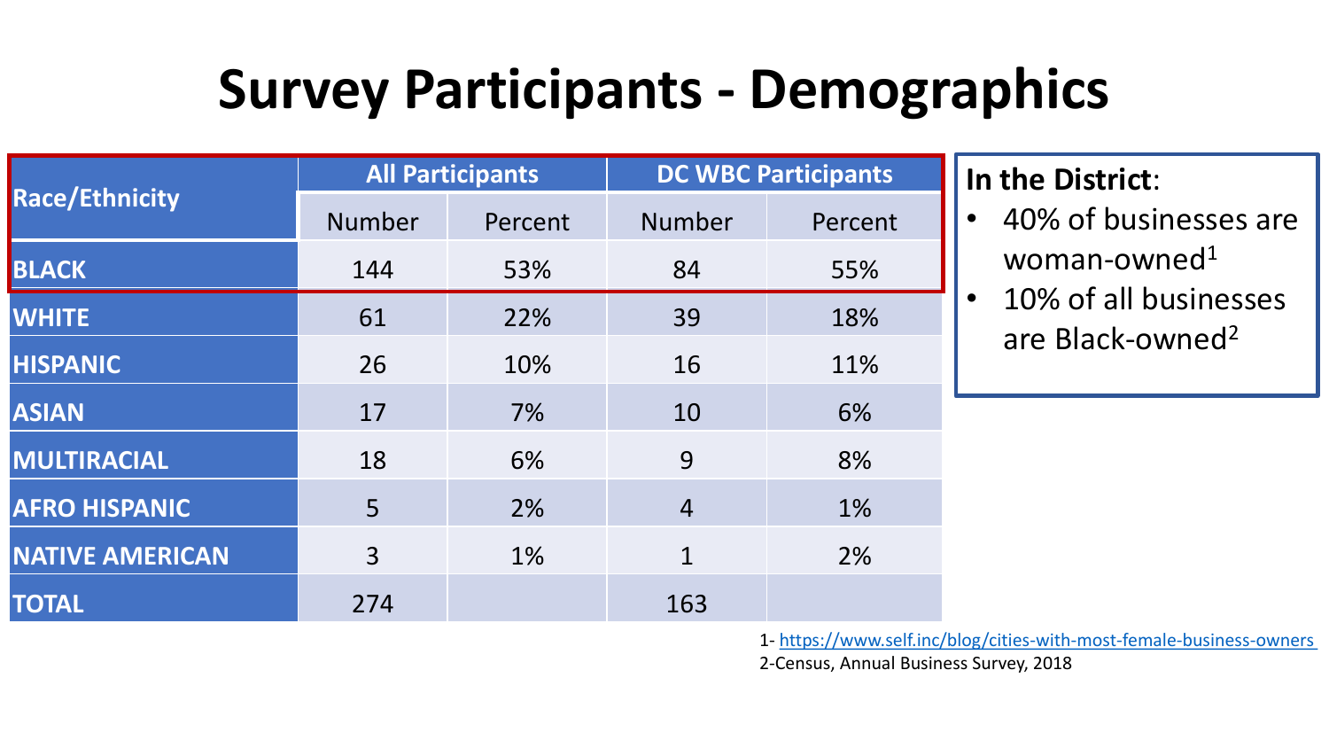# Survey Participants - Demographics

| Race/Ethnicity | All Participants | | DC WBC Participants | |
|---|---|---|---|---|
| | Number | Percent | Number | Percent |
| **BLACK** | 144 | 53% | 84 | 55% |
| **WHITE** | 61 | 22% | 39 | 18% |
| **HISPANIC** | 26 | 10% | 16 | 11% |
| **ASIAN** | 17 | 7% | 10 | 6% |
| **MULTIRACIAL** | 18 | 6% | 9 | 8% |
| **AFRO HISPANIC** | 5 | 2% | 4 | 1% |
| **NATIVE AMERICAN** | 3 | 1% | 1 | 2% |
| **TOTAL** | 274 | | 163 | |

**In the District**:

- 40% of businesses are woman-owned[1]
- 10% of all businesses are Black-owned[2]

1- https://www.self.inc/blog/cities-with-most-female-business-owners

2-Census, Annual Business Survey, 2018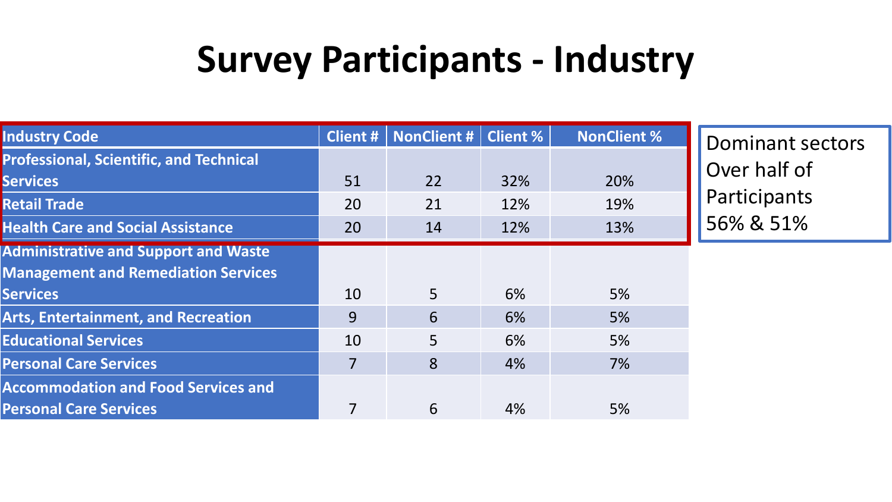# Survey Participants - Industry

| Industry Code | Client # | NonClient # | Client % | NonClient % |
|---|---|---|---|---|
| Professional, Scientific, and Technical Services | 51 | 22 | 32% | 20% |
| Retail Trade | 20 | 21 | 12% | 19% |
| Health Care and Social Assistance | 20 | 14 | 12% | 13% |
| Administrative and Support and Waste Management and Remediation Services Services | 10 | 5 | 6% | 5% |
| Arts, Entertainment, and Recreation | 9 | 6 | 6% | 5% |
| Educational Services | 10 | 5 | 6% | 5% |
| Personal Care Services | 7 | 8 | 4% | 7% |
| Accommodation and Food Services and Personal Care Services | 7 | 6 | 4% | 5% |

Dominant sectors
Over half of Participants
56% & 51%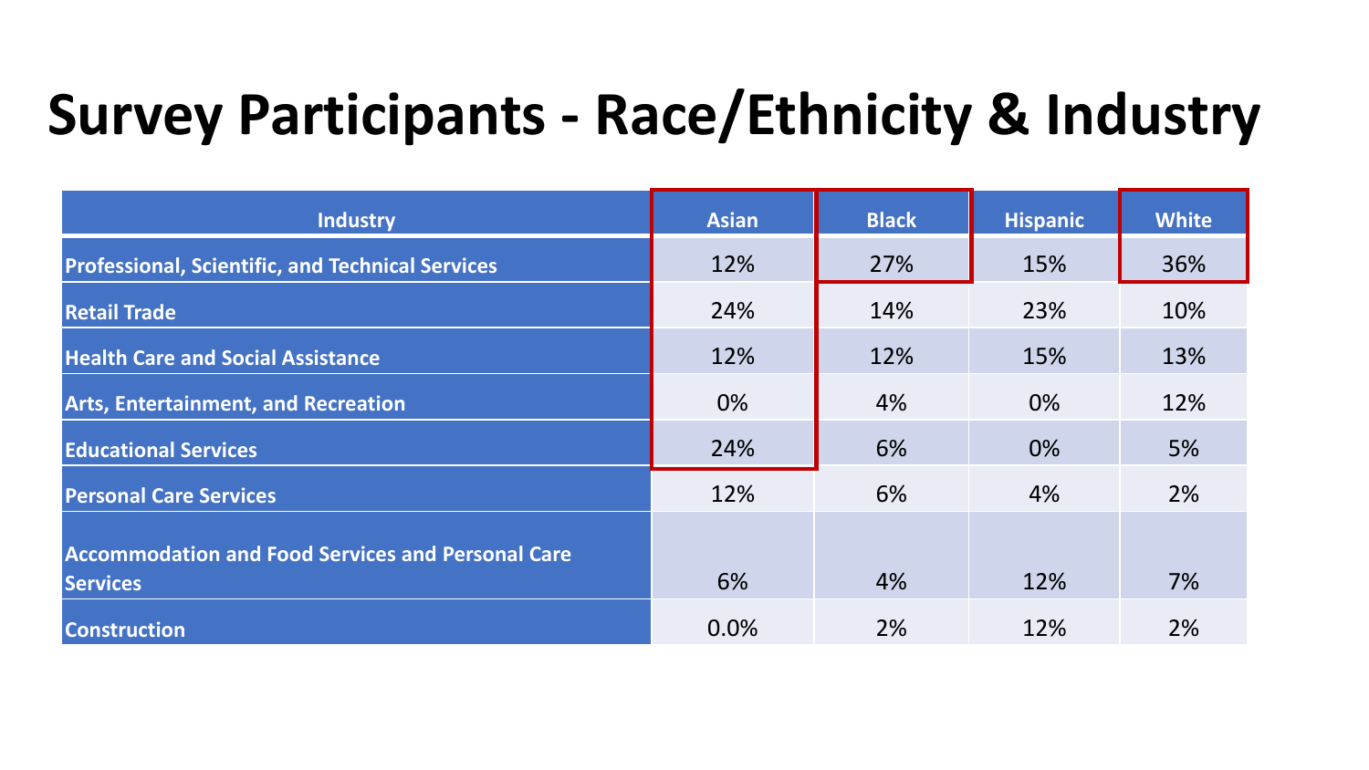# Survey Participants - Race/Ethnicity & Industry

| Industry | Asian | Black | Hispanic | White |
|---|---|---|---|---|
| Professional, Scientific, and Technical Services | 12% | 27% | 15% | 36% |
| Retail Trade | 24% | 14% | 23% | 10% |
| Health Care and Social Assistance | 12% | 12% | 15% | 13% |
| Arts, Entertainment, and Recreation | 0% | 4% | 0% | 12% |
| Educational Services | 24% | 6% | 0% | 5% |
| Personal Care Services | 12% | 6% | 4% | 2% |
| Accommodation and Food Services and Personal Care Services | 6% | 4% | 12% | 7% |
| Construction | 0.0% | 2% | 12% | 2% |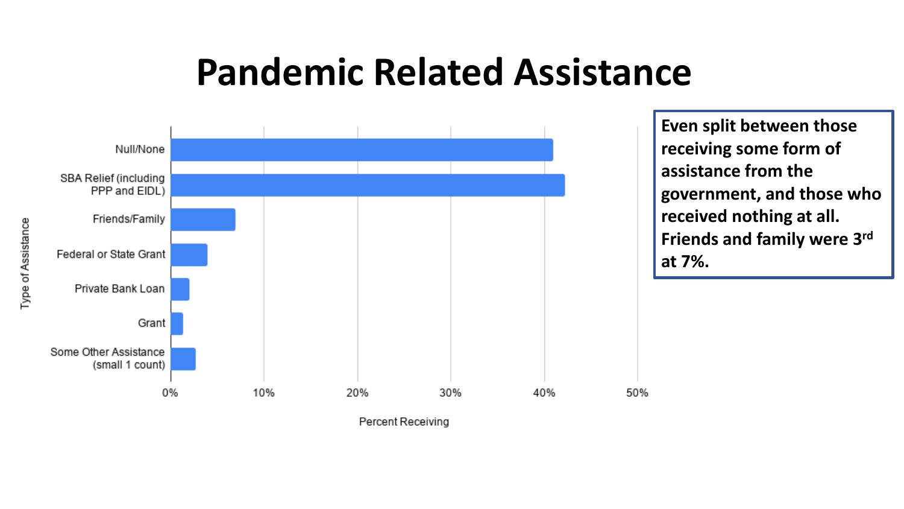# Pandemic Related Assistance

| Type of Assistance | Percent Receiving |
| --- | --- |
| Null/None | ~41% |
| SBA Relief (including PPP and EIDL) | ~42% |
| Friends/Family | ~7% |
| Federal or State Grant | ~4% |
| Private Bank Loan | ~2% |
| Grant | ~1% |
| Some Other Assistance (small 1 count) | ~3% |

**Even split between those receiving some form of assistance from the government, and those who received nothing at all. Friends and family were 3rd at 7%.**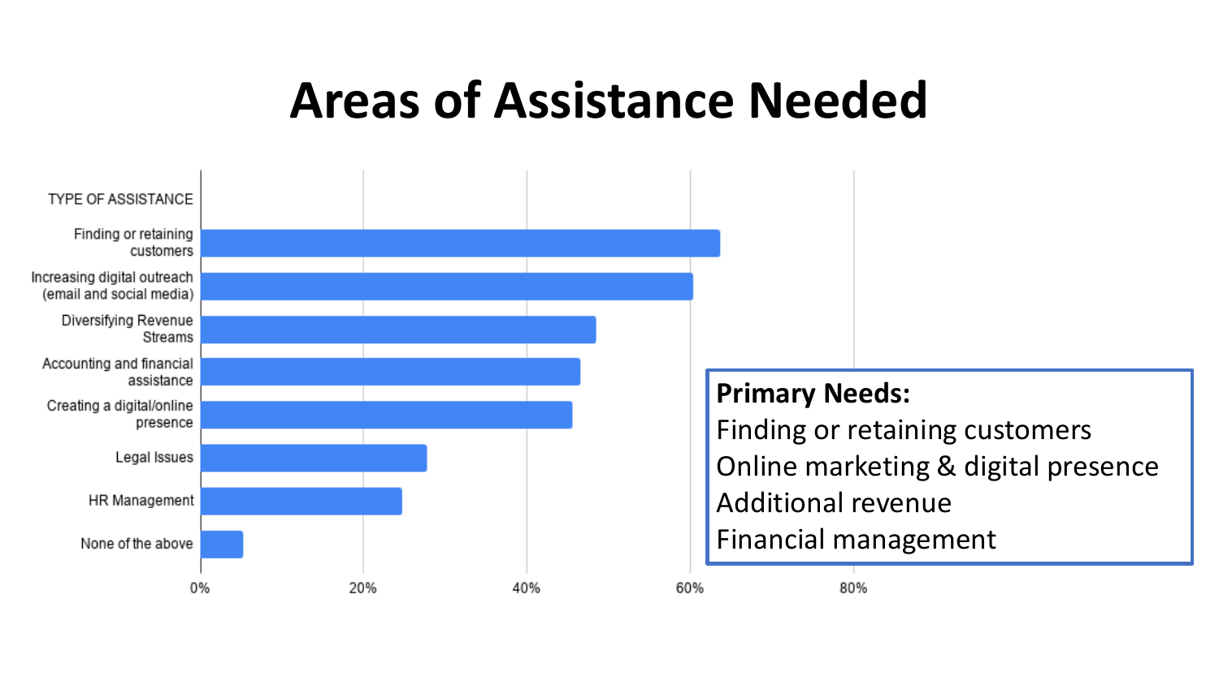# Areas of Assistance Needed

| TYPE OF ASSISTANCE | |
| --- | --- |
| Finding or retaining customers | ~64% |
| Increasing digital outreach (email and social media) | ~60% |
| Diversifying Revenue Streams | ~48% |
| Accounting and financial assistance | ~47% |
| Creating a digital/online presence | ~46% |
| Legal Issues | ~28% |
| HR Management | ~25% |
| None of the above | ~5% |

0% 20% 40% 60% 80%

**Primary Needs:**
Finding or retaining customers
Online marketing & digital presence
Additional revenue
Financial management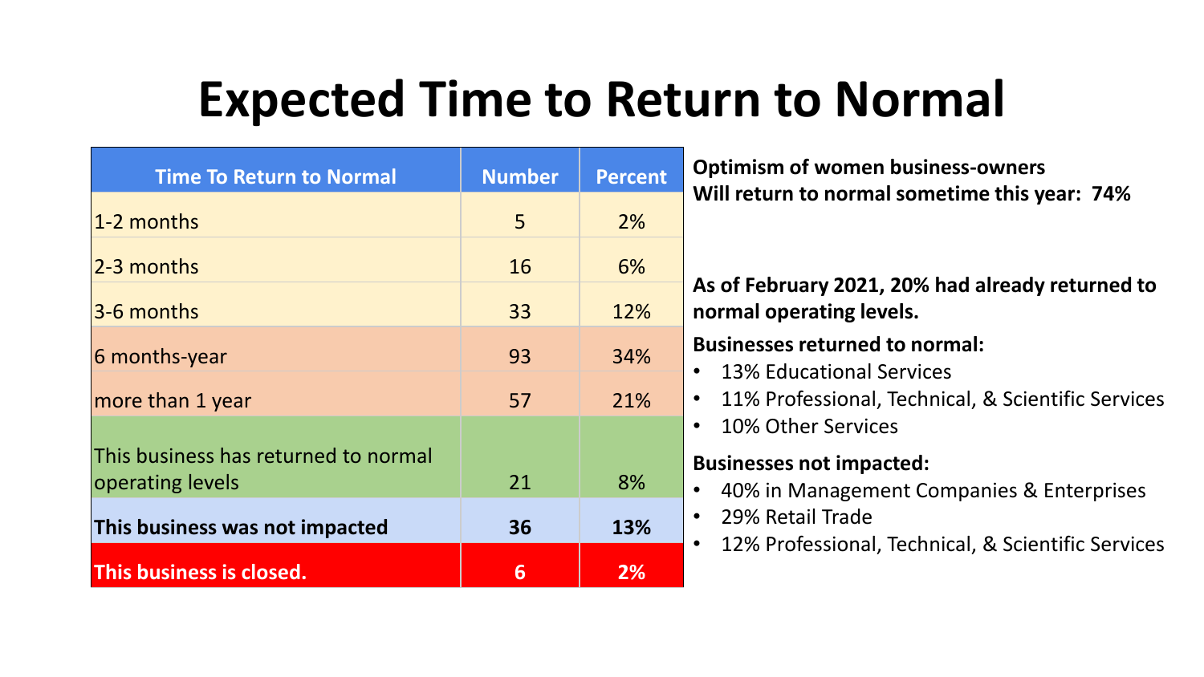# Expected Time to Return to Normal

| Time To Return to Normal | Number | Percent |
|---|---|---|
| 1-2 months | 5 | 2% |
| 2-3 months | 16 | 6% |
| 3-6 months | 33 | 12% |
| 6 months-year | 93 | 34% |
| more than 1 year | 57 | 21% |
| This business has returned to normal operating levels | 21 | 8% |
| **This business was not impacted** | **36** | **13%** |
| **This business is closed.** | **6** | **2%** |

**Optimism of women business-owners**
**Will return to normal sometime this year: 74%**

**As of February 2021, 20% had already returned to normal operating levels.**

**Businesses returned to normal:**

- 13% Educational Services
- 11% Professional, Technical, & Scientific Services
- 10% Other Services

**Businesses not impacted:**

- 40% in Management Companies & Enterprises
- 29% Retail Trade
- 12% Professional, Technical, & Scientific Services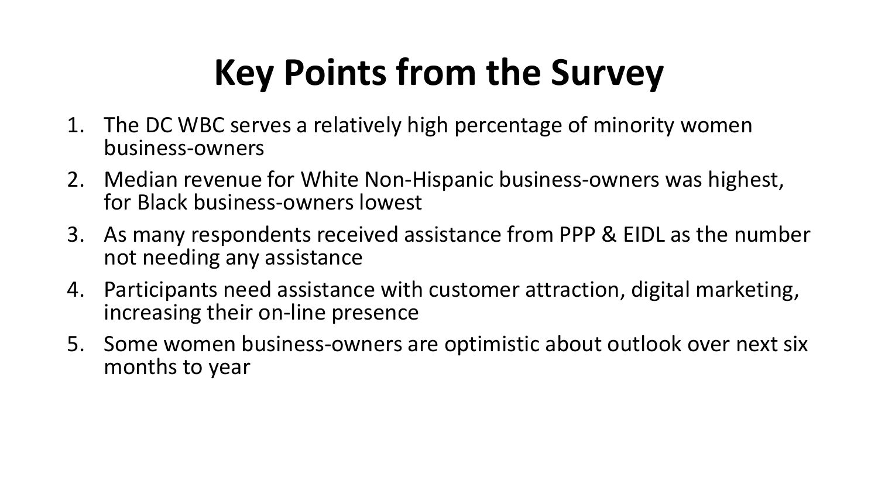# Key Points from the Survey

1. The DC WBC serves a relatively high percentage of minority women business-owners
2. Median revenue for White Non-Hispanic business-owners was highest, for Black business-owners lowest
3. As many respondents received assistance from PPP & EIDL as the number not needing any assistance
4. Participants need assistance with customer attraction, digital marketing, increasing their on-line presence
5. Some women business-owners are optimistic about outlook over next six months to year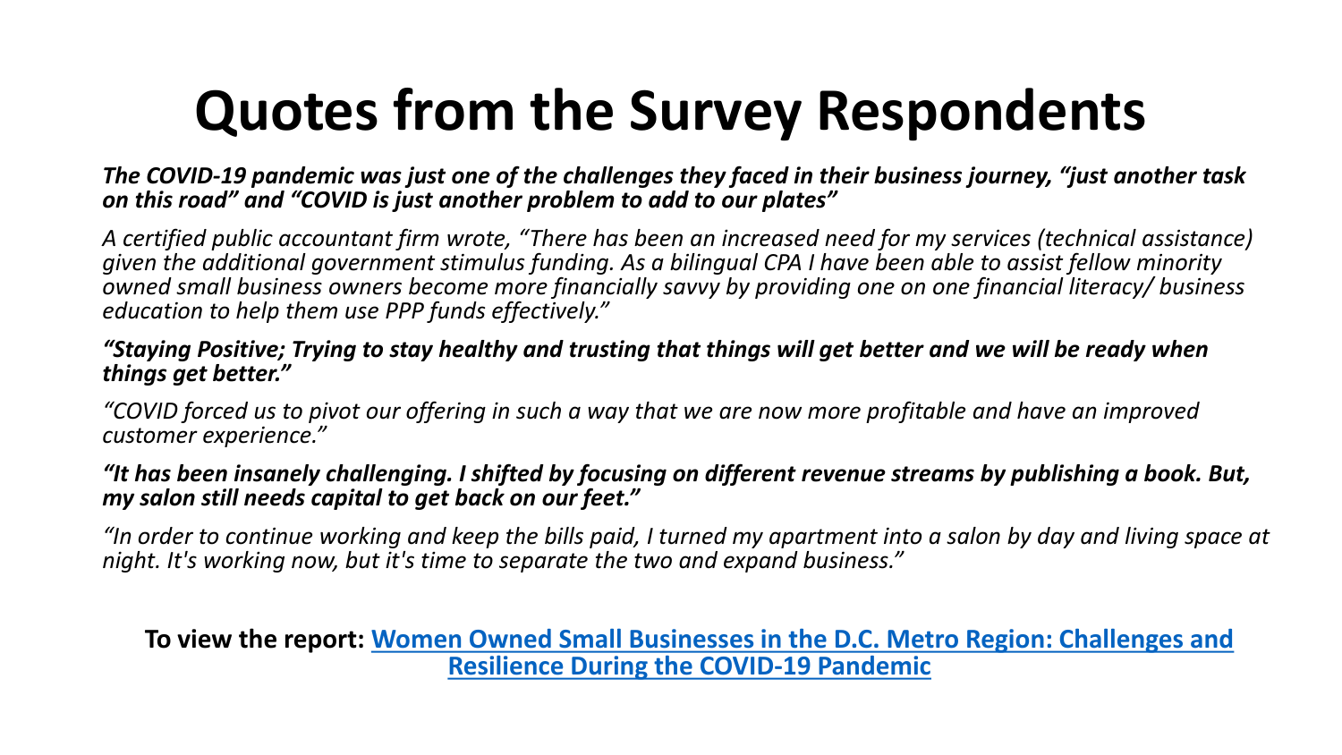# Quotes from the Survey Respondents

***The COVID-19 pandemic was just one of the challenges they faced in their business journey, "just another task on this road" and "COVID is just another problem to add to our plates"***

*A certified public accountant firm wrote, "There has been an increased need for my services (technical assistance) given the additional government stimulus funding. As a bilingual CPA I have been able to assist fellow minority owned small business owners become more financially savvy by providing one on one financial literacy/ business education to help them use PPP funds effectively."*

***"Staying Positive; Trying to stay healthy and trusting that things will get better and we will be ready when things get better."***

*"COVID forced us to pivot our offering in such a way that we are now more profitable and have an improved customer experience."*

***"It has been insanely challenging. I shifted by focusing on different revenue streams by publishing a book. But, my salon still needs capital to get back on our feet."***

*"In order to continue working and keep the bills paid, I turned my apartment into a salon by day and living space at night. It's working now, but it's time to separate the two and expand business."*

**To view the report: Women Owned Small Businesses in the D.C. Metro Region: Challenges and Resilience During the COVID-19 Pandemic**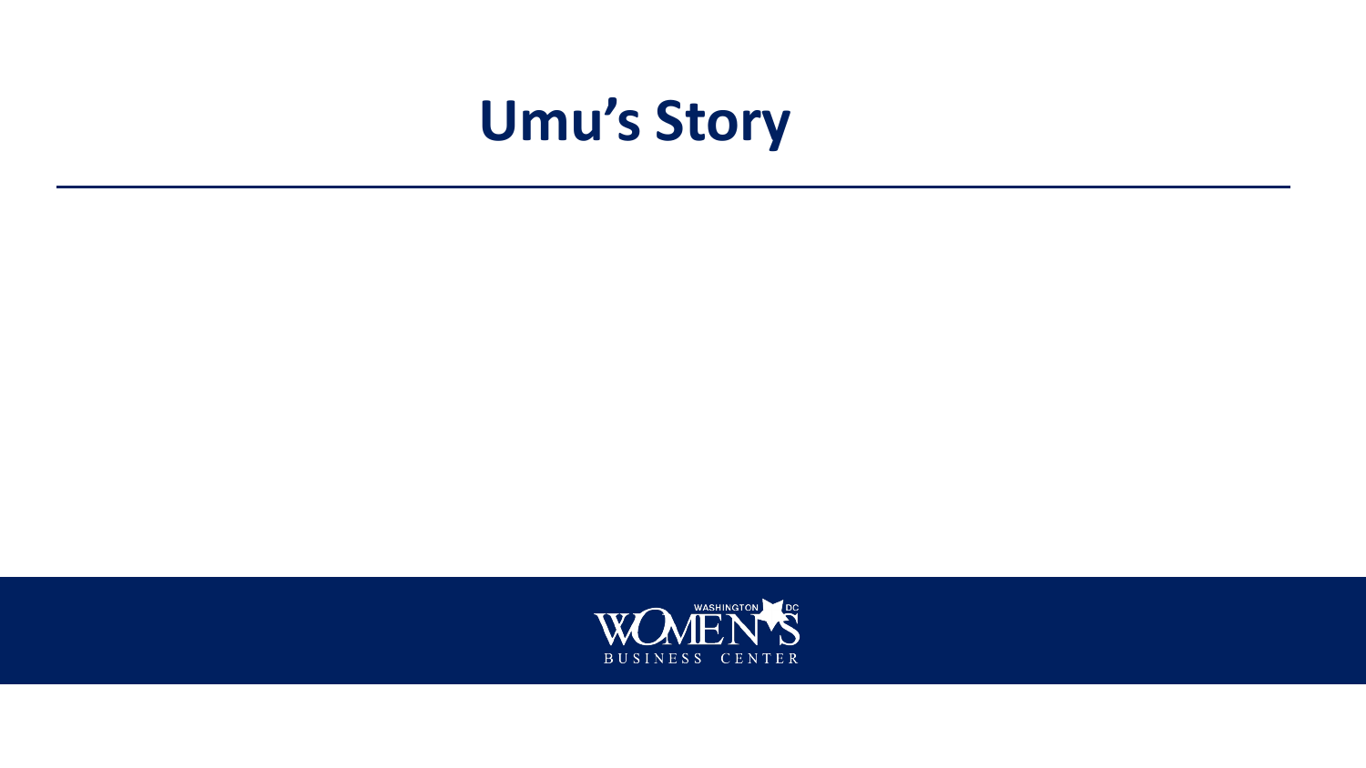# Umu's Story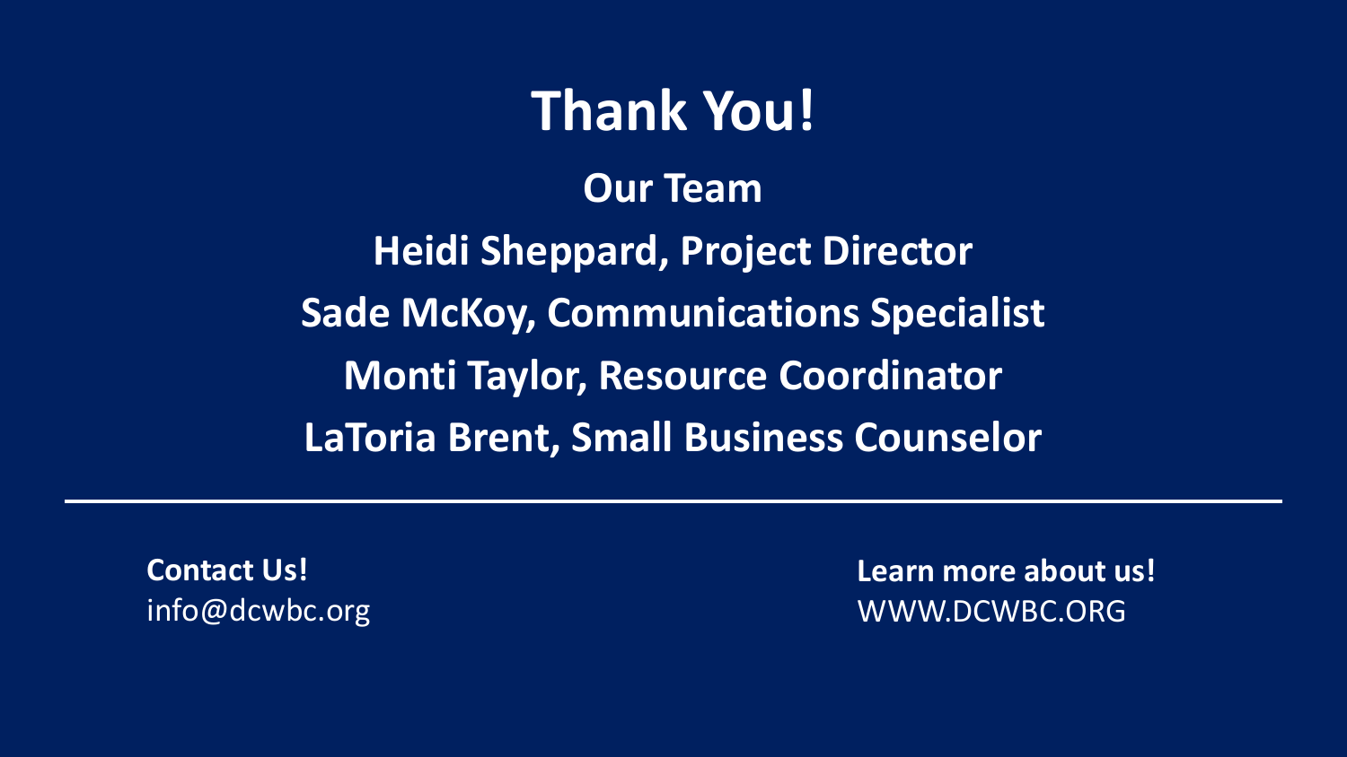# Thank You!

## Our Team

**Heidi Sheppard, Project Director**

**Sade McKoy, Communications Specialist**

**Monti Taylor, Resource Coordinator**

**LaToria Brent, Small Business Counselor**

---

**Contact Us!**
info@dcwbc.org

**Learn more about us!**
WWW.DCWBC.ORG